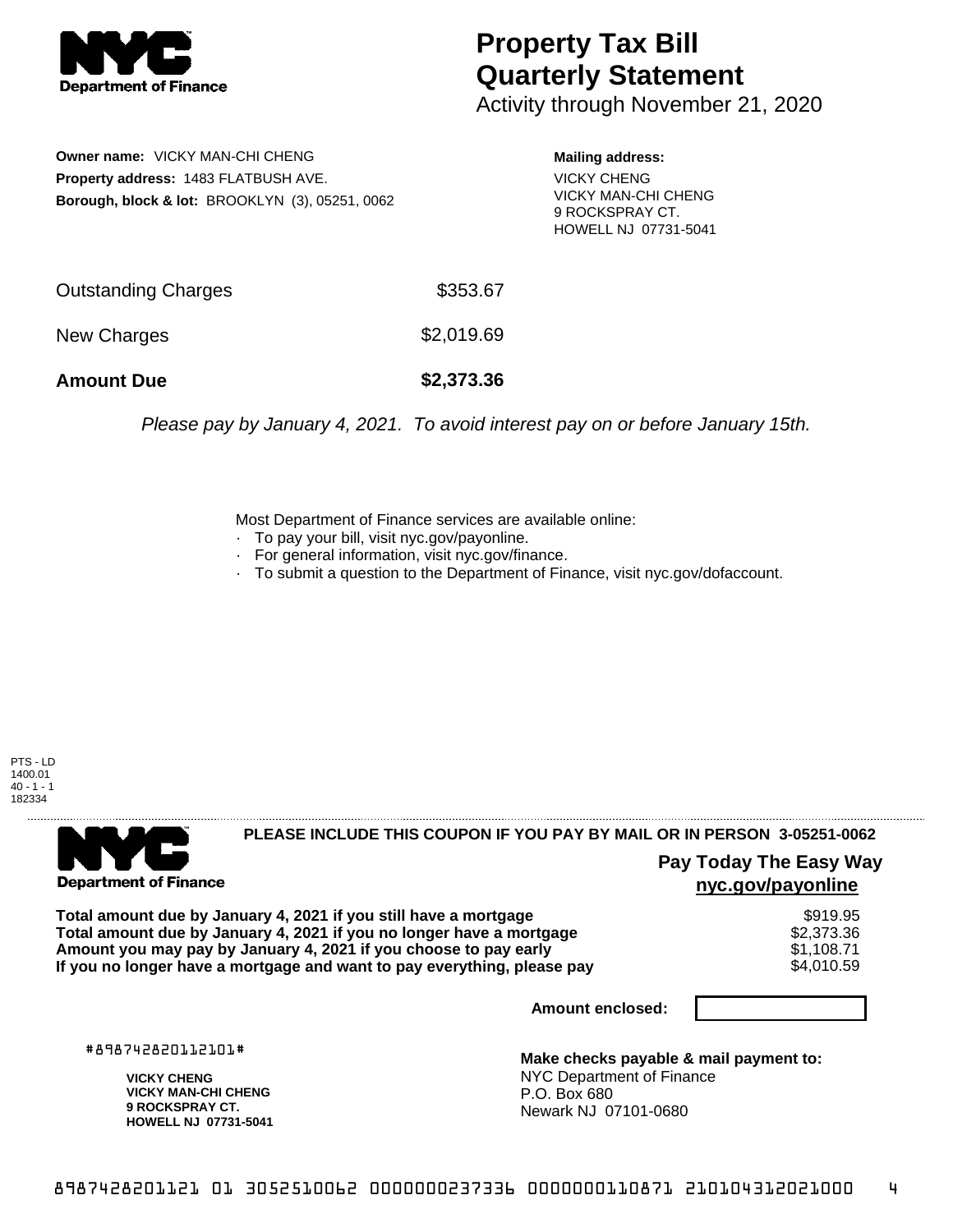# Property Tax Bill Quarterly Statement

Activity through November 21, 2020

**Owner name:** VICKY MAN-CHI CHENG
**Property address:** 1483 FLATBUSH AVE.
**Borough, block & lot:** BROOKLYN (3), 05251, 0062

**Mailing address:**
VICKY CHENG
VICKY MAN-CHI CHENG
9 ROCKSPRAY CT.
HOWELL NJ 07731-5041

| | |
|---|---|
| Outstanding Charges | $353.67 |
| New Charges | $2,019.69 |
| **Amount Due** | **$2,373.36** |

*Please pay by January 4, 2021. To avoid interest pay on or before January 15th.*

Most Department of Finance services are available online:
- To pay your bill, visit nyc.gov/payonline.
- For general information, visit nyc.gov/finance.
- To submit a question to the Department of Finance, visit nyc.gov/dofaccount.

PTS - LD
1400.01
40 - 1 - 1
182334

**PLEASE INCLUDE THIS COUPON IF YOU PAY BY MAIL OR IN PERSON 3-05251-0062**

**Pay Today The Easy Way**
**nyc.gov/payonline**

| | |
|---|---|
| **Total amount due by January 4, 2021 if you still have a mortgage** | $919.95 |
| **Total amount due by January 4, 2021 if you no longer have a mortgage** | $2,373.36 |
| **Amount you may pay by January 4, 2021 if you choose to pay early** | $1,108.71 |
| **If you no longer have a mortgage and want to pay everything, please pay** | $4,010.59 |

**Amount enclosed:**

#898742820112101#

**VICKY CHENG**
**VICKY MAN-CHI CHENG**
**9 ROCKSPRAY CT.**
**HOWELL NJ 07731-5041**

**Make checks payable & mail payment to:**
NYC Department of Finance
P.O. Box 680
Newark NJ 07101-0680

8987428201121 01 3052510062 0000000237336 0000000110871 210104312021000 4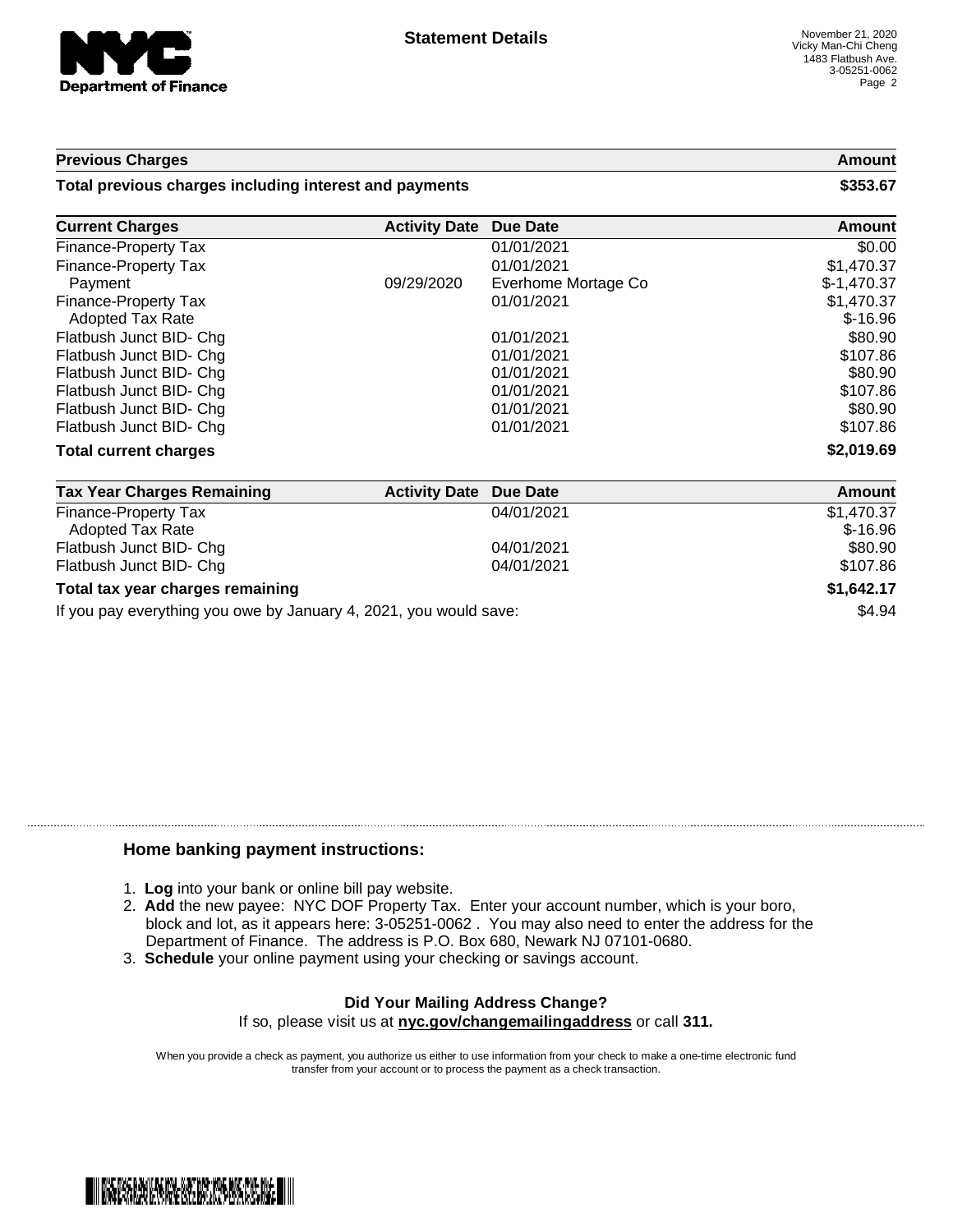**Statement Details**

November 21, 2020
Vicky Man-Chi Cheng
1483 Flatbush Ave.
3-05251-0062

| Previous Charges | Amount |
|---|---|
| **Total previous charges including interest and payments** | **$353.67** |

| Current Charges | Activity Date | Due Date | Amount |
|---|---|---|---|
| Finance-Property Tax | | 01/01/2021 | $0.00 |
| Finance-Property Tax | | 01/01/2021 | $1,470.37 |
| Payment | 09/29/2020 | Everhome Mortage Co | $-1,470.37 |
| Finance-Property Tax | | 01/01/2021 | $1,470.37 |
| Adopted Tax Rate | | | $-16.96 |
| Flatbush Junct BID- Chg | | 01/01/2021 | $80.90 |
| Flatbush Junct BID- Chg | | 01/01/2021 | $107.86 |
| Flatbush Junct BID- Chg | | 01/01/2021 | $80.90 |
| Flatbush Junct BID- Chg | | 01/01/2021 | $107.86 |
| Flatbush Junct BID- Chg | | 01/01/2021 | $80.90 |
| Flatbush Junct BID- Chg | | 01/01/2021 | $107.86 |
| **Total current charges** | | | **$2,019.69** |

| Tax Year Charges Remaining | Activity Date | Due Date | Amount |
|---|---|---|---|
| Finance-Property Tax | | 04/01/2021 | $1,470.37 |
| Adopted Tax Rate | | | $-16.96 |
| Flatbush Junct BID- Chg | | 04/01/2021 | $80.90 |
| Flatbush Junct BID- Chg | | 04/01/2021 | $107.86 |
| **Total tax year charges remaining** | | | **$1,642.17** |

If you pay everything you owe by January 4, 2021, you would save: $4.94

## Home banking payment instructions:

1. **Log** into your bank or online bill pay website.
2. **Add** the new payee: NYC DOF Property Tax. Enter your account number, which is your boro, block and lot, as it appears here: 3-05251-0062 . You may also need to enter the address for the Department of Finance. The address is P.O. Box 680, Newark NJ 07101-0680.
3. **Schedule** your online payment using your checking or savings account.

**Did Your Mailing Address Change?**
If so, please visit us at **nyc.gov/changemailingaddress** or call **311.**

When you provide a check as payment, you authorize us either to use information from your check to make a one-time electronic fund transfer from your account or to process the payment as a check transaction.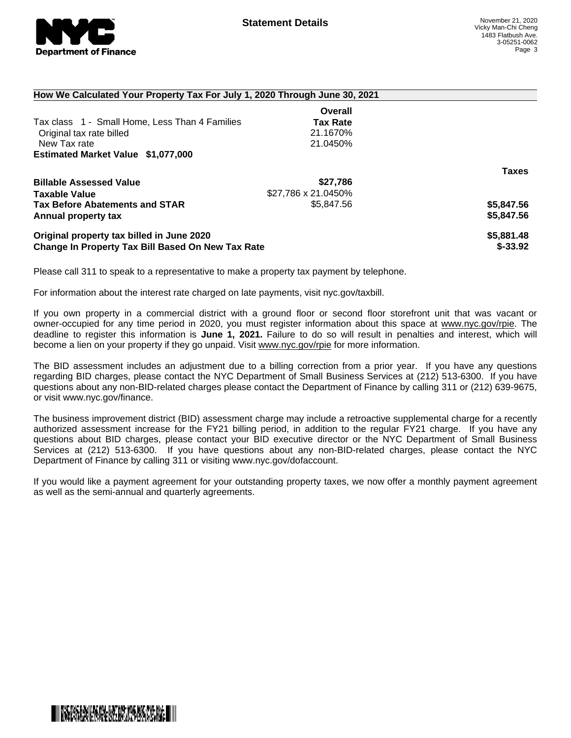**NYC Department of Finance**

## Statement Details

November 21, 2020
Vicky Man-Chi Cheng
1483 Flatbush Ave.
3-05251-0062

### How We Calculated Your Property Tax For July 1, 2020 Through June 30, 2021

| | Overall Tax Rate | |
|---|---|---|
| Tax class 1 - Small Home, Less Than 4 Families | | |
| Original tax rate billed | 21.1670% | |
| New Tax rate | 21.0450% | |
| **Estimated Market Value $1,077,000** | | |
| | | **Taxes** |
| **Billable Assessed Value** | **$27,786** | |
| **Taxable Value** | $27,786 x 21.0450% | |
| **Tax Before Abatements and STAR** | $5,847.56 | **$5,847.56** |
| **Annual property tax** | | **$5,847.56** |
| **Original property tax billed in June 2020** | | **$5,881.48** |
| **Change In Property Tax Bill Based On New Tax Rate** | | **$-33.92** |

Please call 311 to speak to a representative to make a property tax payment by telephone.

For information about the interest rate charged on late payments, visit nyc.gov/taxbill.

If you own property in a commercial district with a ground floor or second floor storefront unit that was vacant or owner-occupied for any time period in 2020, you must register information about this space at www.nyc.gov/rpie. The deadline to register this information is **June 1, 2021.** Failure to do so will result in penalties and interest, which will become a lien on your property if they go unpaid. Visit www.nyc.gov/rpie for more information.

The BID assessment includes an adjustment due to a billing correction from a prior year. If you have any questions regarding BID charges, please contact the NYC Department of Small Business Services at (212) 513-6300. If you have questions about any non-BID-related charges please contact the Department of Finance by calling 311 or (212) 639-9675, or visit www.nyc.gov/finance.

The business improvement district (BID) assessment charge may include a retroactive supplemental charge for a recently authorized assessment increase for the FY21 billing period, in addition to the regular FY21 charge. If you have any questions about BID charges, please contact your BID executive director or the NYC Department of Small Business Services at (212) 513-6300. If you have questions about any non-BID-related charges, please contact the NYC Department of Finance by calling 311 or visiting www.nyc.gov/dofaccount.

If you would like a payment agreement for your outstanding property taxes, we now offer a monthly payment agreement as well as the semi-annual and quarterly agreements.